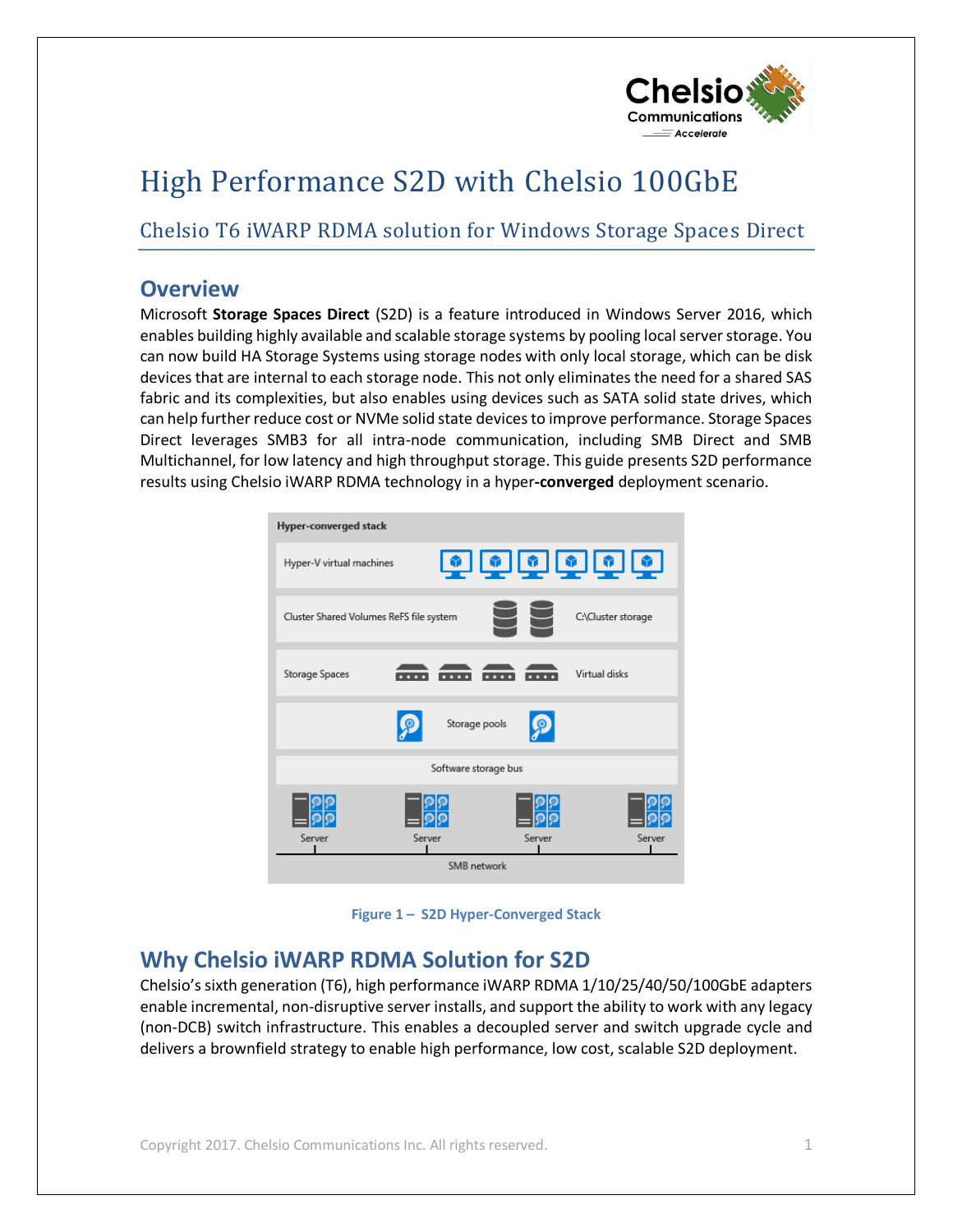# High Performance S2D with Chelsio 100GbE

## Chelsio T6 iWARP RDMA solution for Windows Storage Spaces Direct

## Overview

Microsoft **Storage Spaces Direct** (S2D) is a feature introduced in Windows Server 2016, which enables building highly available and scalable storage systems by pooling local server storage. You can now build HA Storage Systems using storage nodes with only local storage, which can be disk devices that are internal to each storage node. This not only eliminates the need for a shared SAS fabric and its complexities, but also enables using devices such as SATA solid state drives, which can help further reduce cost or NVMe solid state devices to improve performance. Storage Spaces Direct leverages SMB3 for all intra-node communication, including SMB Direct and SMB Multichannel, for low latency and high throughput storage. This guide presents S2D performance results using Chelsio iWARP RDMA technology in a hyper**-converged** deployment scenario.

Hyper-converged stack

Hyper-V virtual machines

Cluster Shared Volumes ReFS file system

C:\Cluster storage

Storage Spaces

Virtual disks

Storage pools

Software storage bus

Server

Server

Server

Server

SMB network

**Figure 1 – S2D Hyper-Converged Stack**

## Why Chelsio iWARP RDMA Solution for S2D

Chelsio's sixth generation (T6), high performance iWARP RDMA 1/10/25/40/50/100GbE adapters enable incremental, non-disruptive server installs, and support the ability to work with any legacy (non-DCB) switch infrastructure. This enables a decoupled server and switch upgrade cycle and delivers a brownfield strategy to enable high performance, low cost, scalable S2D deployment.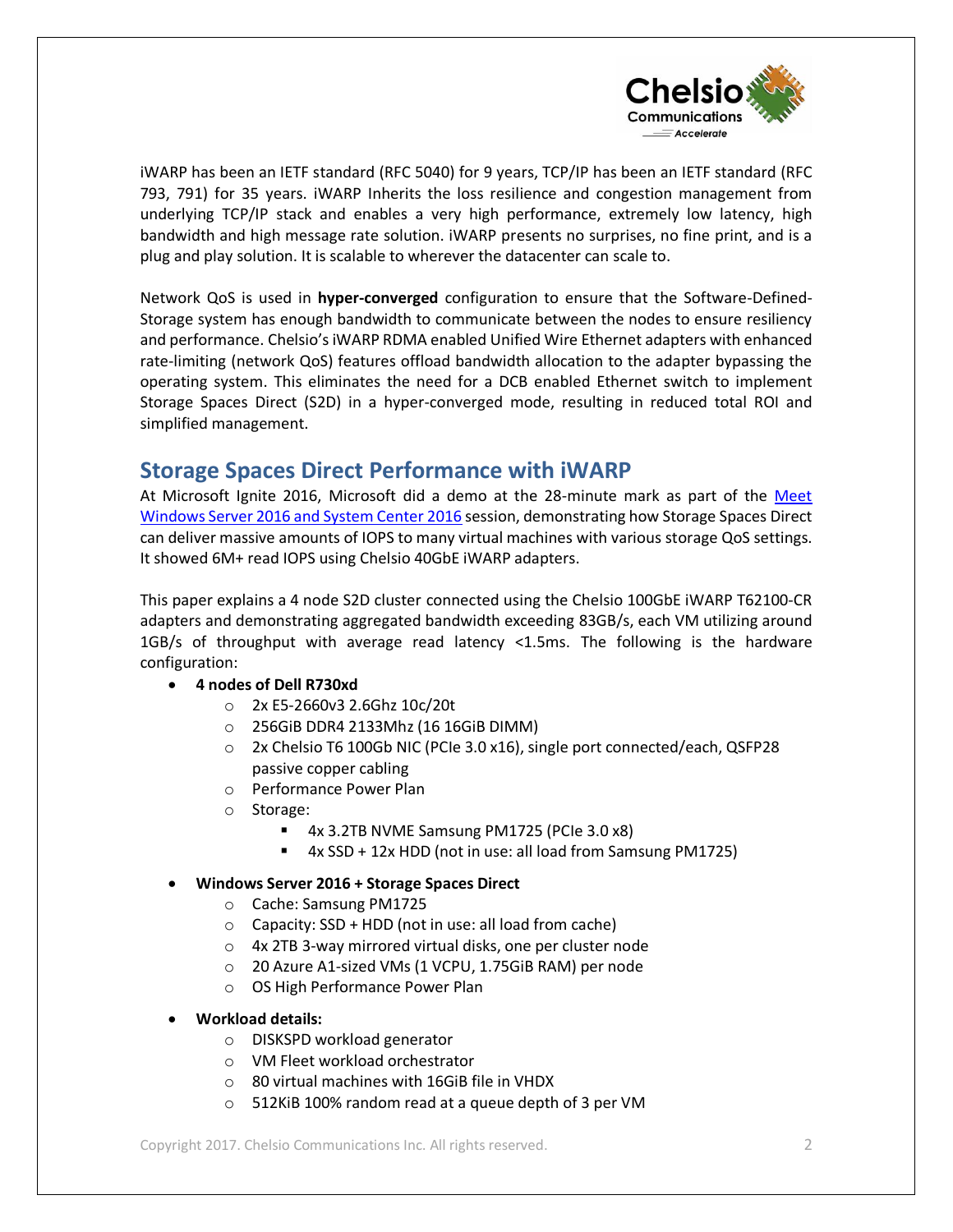iWARP has been an IETF standard (RFC 5040) for 9 years, TCP/IP has been an IETF standard (RFC 793, 791) for 35 years. iWARP Inherits the loss resilience and congestion management from underlying TCP/IP stack and enables a very high performance, extremely low latency, high bandwidth and high message rate solution. iWARP presents no surprises, no fine print, and is a plug and play solution. It is scalable to wherever the datacenter can scale to.

Network QoS is used in **hyper-converged** configuration to ensure that the Software-Defined-Storage system has enough bandwidth to communicate between the nodes to ensure resiliency and performance. Chelsio's iWARP RDMA enabled Unified Wire Ethernet adapters with enhanced rate-limiting (network QoS) features offload bandwidth allocation to the adapter bypassing the operating system. This eliminates the need for a DCB enabled Ethernet switch to implement Storage Spaces Direct (S2D) in a hyper-converged mode, resulting in reduced total ROI and simplified management.

## Storage Spaces Direct Performance with iWARP

At Microsoft Ignite 2016, Microsoft did a demo at the 28-minute mark as part of the [Meet Windows Server 2016 and System Center 2016]() session, demonstrating how Storage Spaces Direct can deliver massive amounts of IOPS to many virtual machines with various storage QoS settings. It showed 6M+ read IOPS using Chelsio 40GbE iWARP adapters.

This paper explains a 4 node S2D cluster connected using the Chelsio 100GbE iWARP T62100-CR adapters and demonstrating aggregated bandwidth exceeding 83GB/s, each VM utilizing around 1GB/s of throughput with average read latency <1.5ms. The following is the hardware configuration:

- **4 nodes of Dell R730xd**
  - 2x E5-2660v3 2.6Ghz 10c/20t
  - 256GiB DDR4 2133Mhz (16 16GiB DIMM)
  - 2x Chelsio T6 100Gb NIC (PCIe 3.0 x16), single port connected/each, QSFP28 passive copper cabling
  - Performance Power Plan
  - Storage:
    - 4x 3.2TB NVME Samsung PM1725 (PCIe 3.0 x8)
    - 4x SSD + 12x HDD (not in use: all load from Samsung PM1725)
- **Windows Server 2016 + Storage Spaces Direct**
  - Cache: Samsung PM1725
  - Capacity: SSD + HDD (not in use: all load from cache)
  - 4x 2TB 3-way mirrored virtual disks, one per cluster node
  - 20 Azure A1-sized VMs (1 VCPU, 1.75GiB RAM) per node
  - OS High Performance Power Plan
- **Workload details:**
  - DISKSPD workload generator
  - VM Fleet workload orchestrator
  - 80 virtual machines with 16GiB file in VHDX
  - 512KiB 100% random read at a queue depth of 3 per VM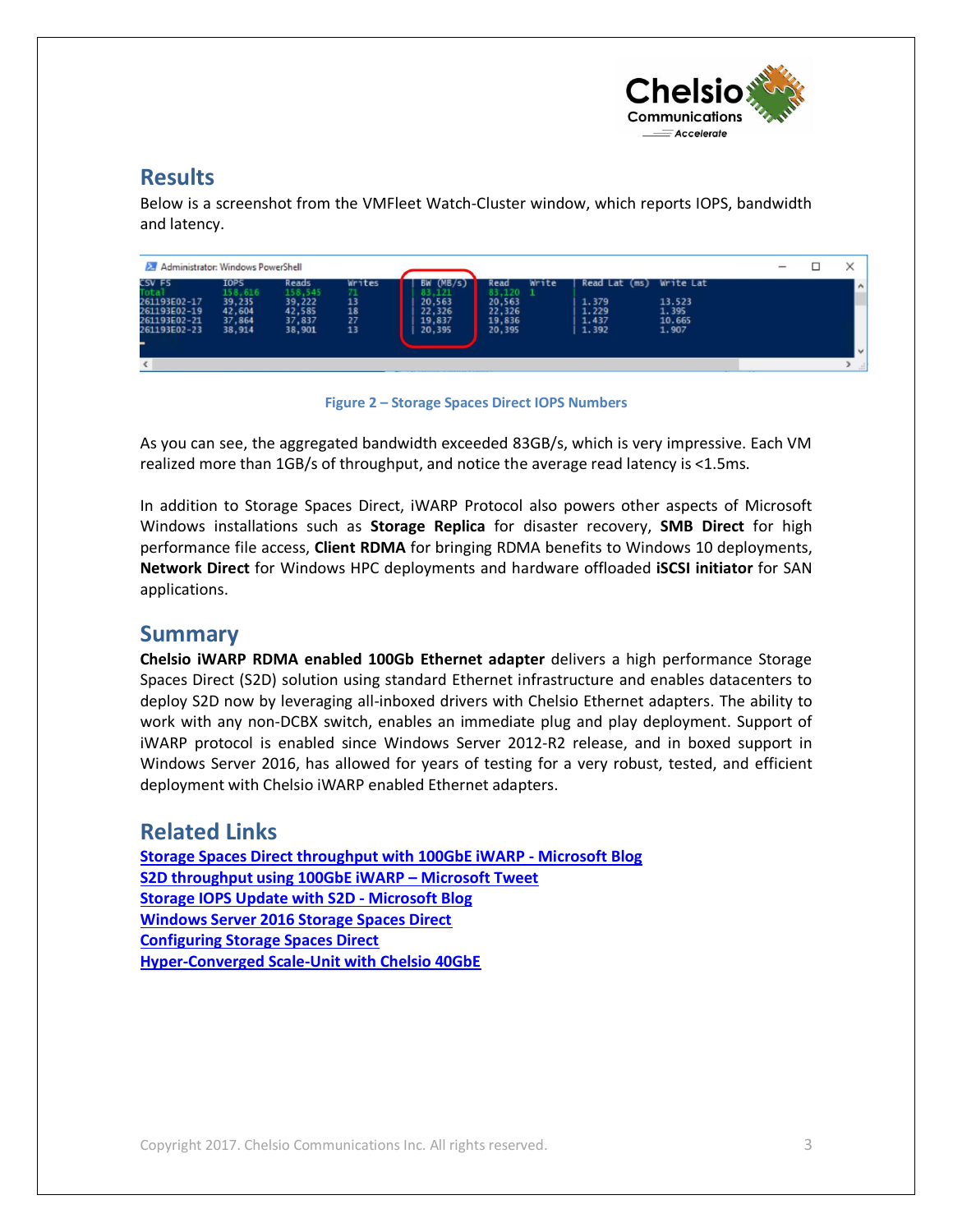## Results

Below is a screenshot from the VMFleet Watch-Cluster window, which reports IOPS, bandwidth and latency.

Administrator: Windows PowerShell

| CSV FS | IOPS | Reads | Writes | BW (MB/s) | Read | Write | Read Lat (ms) | Write Lat |
|---|---|---|---|---|---|---|---|---|
| Total | 158,616 | 158,545 | 71 | 83,121 | 83,120 | 1 | | |
| 261193E02-17 | 39,235 | 39,222 | 13 | 20,563 | 20,563 | | 1.379 | 13.523 |
| 261193E02-19 | 42,604 | 42,585 | 18 | 22,326 | 22,326 | | 1.229 | 1.395 |
| 261193E02-21 | 37,864 | 37,837 | 27 | 19,837 | 19,836 | | 1.437 | 10.665 |
| 261193E02-23 | 38,914 | 38,901 | 13 | 20,395 | 20,395 | | 1.392 | 1.907 |

**Figure 2 – Storage Spaces Direct IOPS Numbers**

As you can see, the aggregated bandwidth exceeded 83GB/s, which is very impressive. Each VM realized more than 1GB/s of throughput, and notice the average read latency is <1.5ms.

In addition to Storage Spaces Direct, iWARP Protocol also powers other aspects of Microsoft Windows installations such as **Storage Replica** for disaster recovery, **SMB Direct** for high performance file access, **Client RDMA** for bringing RDMA benefits to Windows 10 deployments, **Network Direct** for Windows HPC deployments and hardware offloaded **iSCSI initiator** for SAN applications.

## Summary

**Chelsio iWARP RDMA enabled 100Gb Ethernet adapter** delivers a high performance Storage Spaces Direct (S2D) solution using standard Ethernet infrastructure and enables datacenters to deploy S2D now by leveraging all-inboxed drivers with Chelsio Ethernet adapters. The ability to work with any non-DCBX switch, enables an immediate plug and play deployment. Support of iWARP protocol is enabled since Windows Server 2012-R2 release, and in boxed support in Windows Server 2016, has allowed for years of testing for a very robust, tested, and efficient deployment with Chelsio iWARP enabled Ethernet adapters.

## Related Links

**Storage Spaces Direct throughput with 100GbE iWARP - Microsoft Blog**
**S2D throughput using 100GbE iWARP – Microsoft Tweet**
**Storage IOPS Update with S2D - Microsoft Blog**
**Windows Server 2016 Storage Spaces Direct**
**Configuring Storage Spaces Direct**
**Hyper-Converged Scale-Unit with Chelsio 40GbE**

Copyright 2017. Chelsio Communications Inc. All rights reserved.